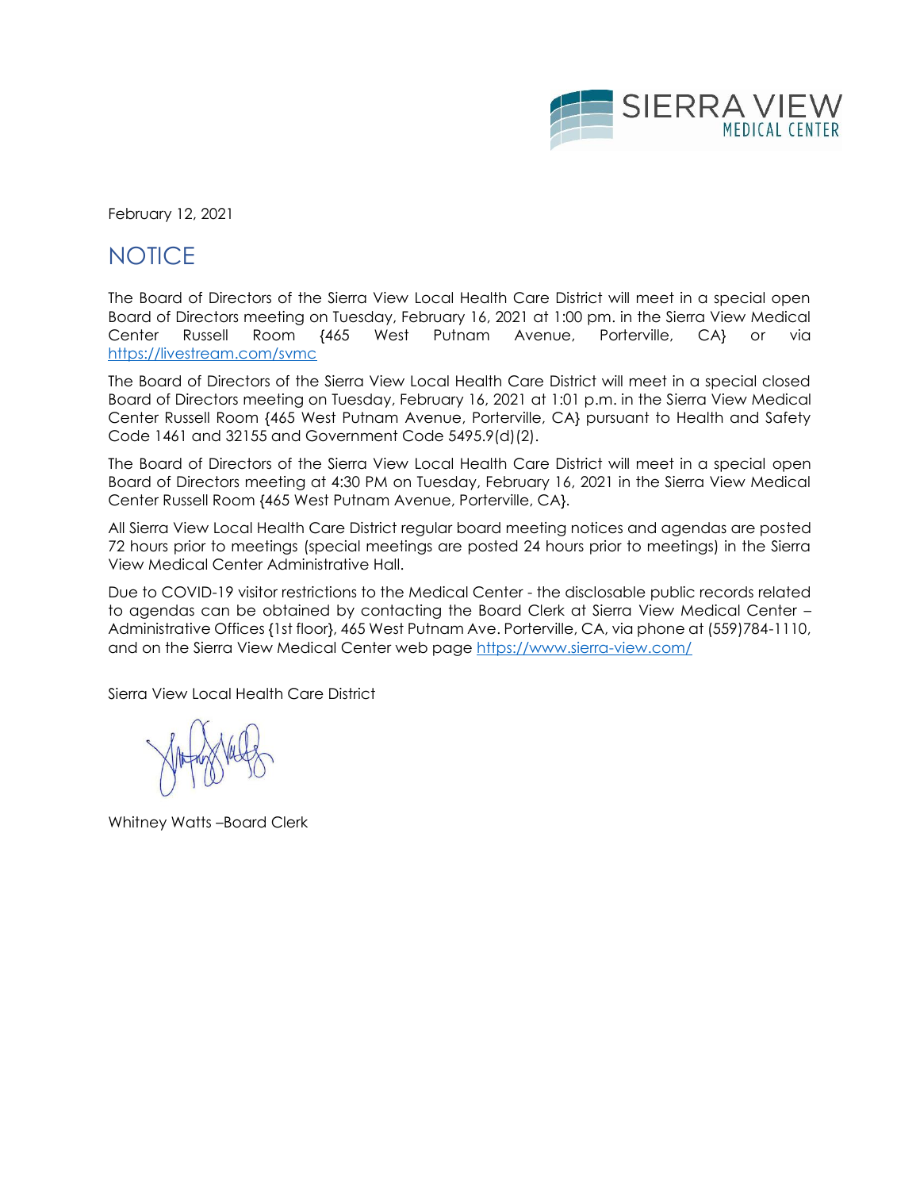February 12, 2021

# NOTICE

The Board of Directors of the Sierra View Local Health Care District will meet in a special open Board of Directors meeting on Tuesday, February 16, 2021 at 1:00 pm. in the Sierra View Medical Center Russell Room {465 West Putnam Avenue, Porterville, CA} or via https://livestream.com/svmc

The Board of Directors of the Sierra View Local Health Care District will meet in a special closed Board of Directors meeting on Tuesday, February 16, 2021 at 1:01 p.m. in the Sierra View Medical Center Russell Room {465 West Putnam Avenue, Porterville, CA} pursuant to Health and Safety Code 1461 and 32155 and Government Code 5495.9(d)(2).

The Board of Directors of the Sierra View Local Health Care District will meet in a special open Board of Directors meeting at 4:30 PM on Tuesday, February 16, 2021 in the Sierra View Medical Center Russell Room {465 West Putnam Avenue, Porterville, CA}.

All Sierra View Local Health Care District regular board meeting notices and agendas are posted 72 hours prior to meetings (special meetings are posted 24 hours prior to meetings) in the Sierra View Medical Center Administrative Hall.

Due to COVID-19 visitor restrictions to the Medical Center - the disclosable public records related to agendas can be obtained by contacting the Board Clerk at Sierra View Medical Center – Administrative Offices {1st floor}, 465 West Putnam Ave. Porterville, CA, via phone at (559)784-1110, and on the Sierra View Medical Center web page https://www.sierra-view.com/

Sierra View Local Health Care District

Whitney Watts –Board Clerk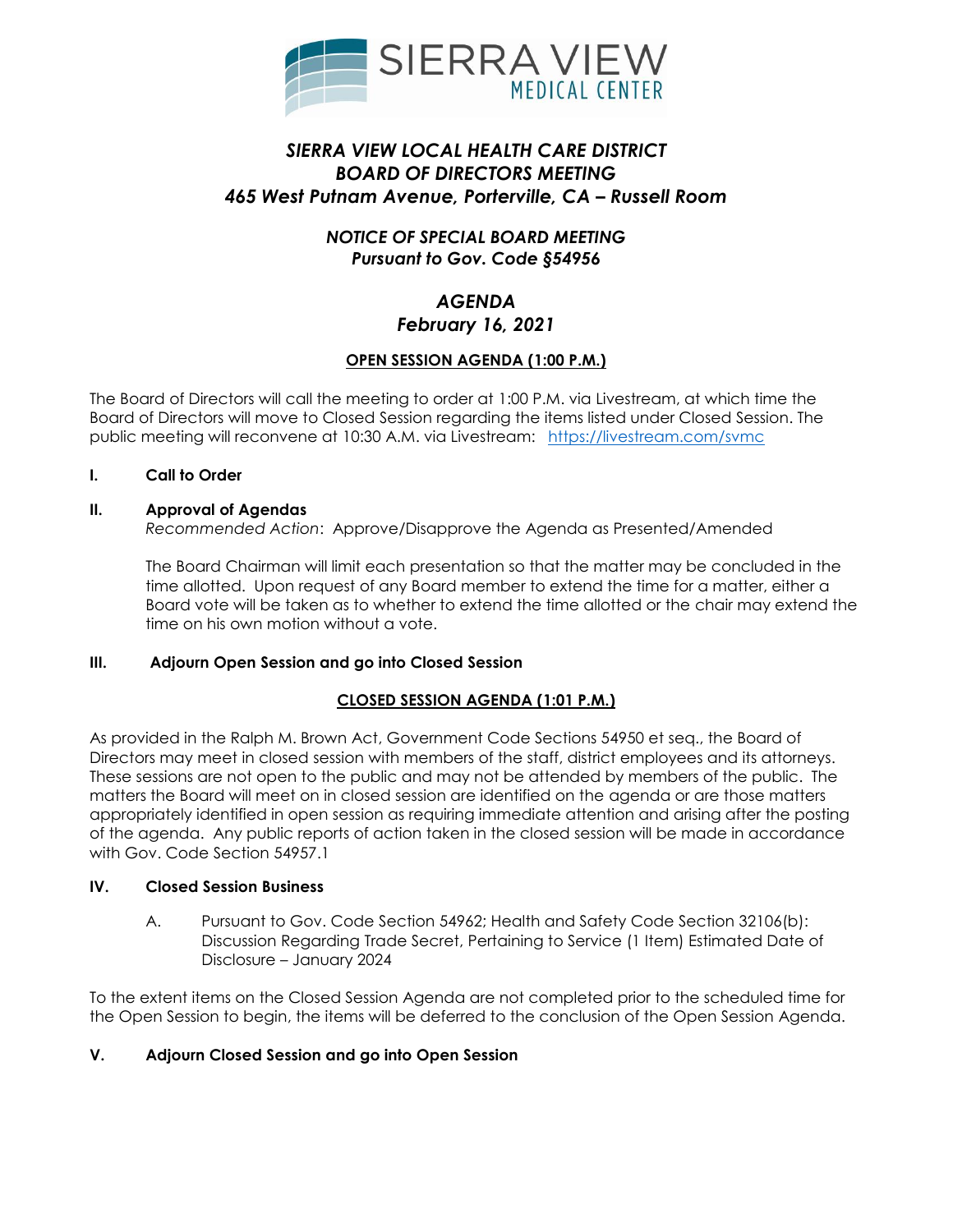SIERRA VIEW MEDICAL CENTER

# *SIERRA VIEW LOCAL HEALTH CARE DISTRICT*
# *BOARD OF DIRECTORS MEETING*
# *465 West Putnam Avenue, Porterville, CA – Russell Room*

## *NOTICE OF SPECIAL BOARD MEETING*
## *Pursuant to Gov. Code §54956*

## *AGENDA*
## *February 16, 2021*

**OPEN SESSION AGENDA (1:00 P.M.)**

The Board of Directors will call the meeting to order at 1:00 P.M. via Livestream, at which time the Board of Directors will move to Closed Session regarding the items listed under Closed Session. The public meeting will reconvene at 10:30 A.M. via Livestream: https://livestream.com/svmc

**I. Call to Order**

**II. Approval of Agendas**

*Recommended Action*: Approve/Disapprove the Agenda as Presented/Amended

The Board Chairman will limit each presentation so that the matter may be concluded in the time allotted. Upon request of any Board member to extend the time for a matter, either a Board vote will be taken as to whether to extend the time allotted or the chair may extend the time on his own motion without a vote.

**III. Adjourn Open Session and go into Closed Session**

**CLOSED SESSION AGENDA (1:01 P.M.)**

As provided in the Ralph M. Brown Act, Government Code Sections 54950 et seq., the Board of Directors may meet in closed session with members of the staff, district employees and its attorneys. These sessions are not open to the public and may not be attended by members of the public. The matters the Board will meet on in closed session are identified on the agenda or are those matters appropriately identified in open session as requiring immediate attention and arising after the posting of the agenda. Any public reports of action taken in the closed session will be made in accordance with Gov. Code Section 54957.1

**IV. Closed Session Business**

A. Pursuant to Gov. Code Section 54962; Health and Safety Code Section 32106(b): Discussion Regarding Trade Secret, Pertaining to Service (1 Item) Estimated Date of Disclosure – January 2024

To the extent items on the Closed Session Agenda are not completed prior to the scheduled time for the Open Session to begin, the items will be deferred to the conclusion of the Open Session Agenda.

**V. Adjourn Closed Session and go into Open Session**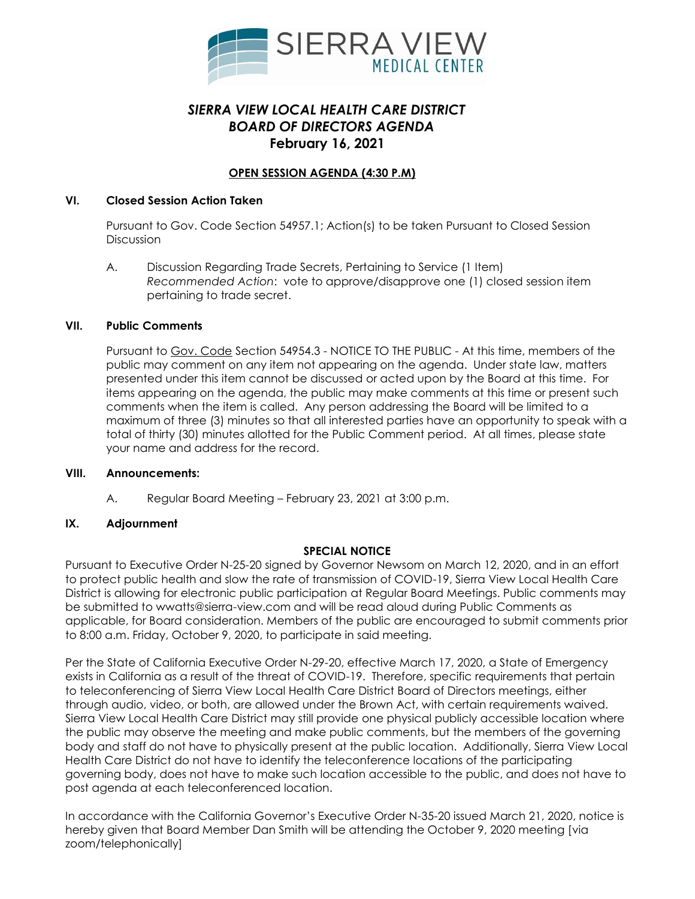# *SIERRA VIEW LOCAL HEALTH CARE DISTRICT*
# *BOARD OF DIRECTORS AGENDA*
## February 16, 2021

**OPEN SESSION AGENDA (4:30 P.M)**

**VI. Closed Session Action Taken**

Pursuant to Gov. Code Section 54957.1; Action(s) to be taken Pursuant to Closed Session Discussion

A. Discussion Regarding Trade Secrets, Pertaining to Service (1 Item)
*Recommended Action*: vote to approve/disapprove one (1) closed session item pertaining to trade secret.

**VII. Public Comments**

Pursuant to Gov. Code Section 54954.3 - NOTICE TO THE PUBLIC - At this time, members of the public may comment on any item not appearing on the agenda. Under state law, matters presented under this item cannot be discussed or acted upon by the Board at this time. For items appearing on the agenda, the public may make comments at this time or present such comments when the item is called. Any person addressing the Board will be limited to a maximum of three (3) minutes so that all interested parties have an opportunity to speak with a total of thirty (30) minutes allotted for the Public Comment period. At all times, please state your name and address for the record.

**VIII. Announcements:**

A. Regular Board Meeting – February 23, 2021 at 3:00 p.m.

**IX. Adjournment**

**SPECIAL NOTICE**

Pursuant to Executive Order N-25-20 signed by Governor Newsom on March 12, 2020, and in an effort to protect public health and slow the rate of transmission of COVID-19, Sierra View Local Health Care District is allowing for electronic public participation at Regular Board Meetings. Public comments may be submitted to wwatts@sierra-view.com and will be read aloud during Public Comments as applicable, for Board consideration. Members of the public are encouraged to submit comments prior to 8:00 a.m. Friday, October 9, 2020, to participate in said meeting.

Per the State of California Executive Order N-29-20, effective March 17, 2020, a State of Emergency exists in California as a result of the threat of COVID-19. Therefore, specific requirements that pertain to teleconferencing of Sierra View Local Health Care District Board of Directors meetings, either through audio, video, or both, are allowed under the Brown Act, with certain requirements waived. Sierra View Local Health Care District may still provide one physical publicly accessible location where the public may observe the meeting and make public comments, but the members of the governing body and staff do not have to physically present at the public location. Additionally, Sierra View Local Health Care District does not have to identify the teleconference locations of the participating governing body, does not have to make such location accessible to the public, and does not have to post agenda at each teleconferenced location.

In accordance with the California Governor's Executive Order N-35-20 issued March 21, 2020, notice is hereby given that Board Member Dan Smith will be attending the October 9, 2020 meeting [via zoom/telephonically]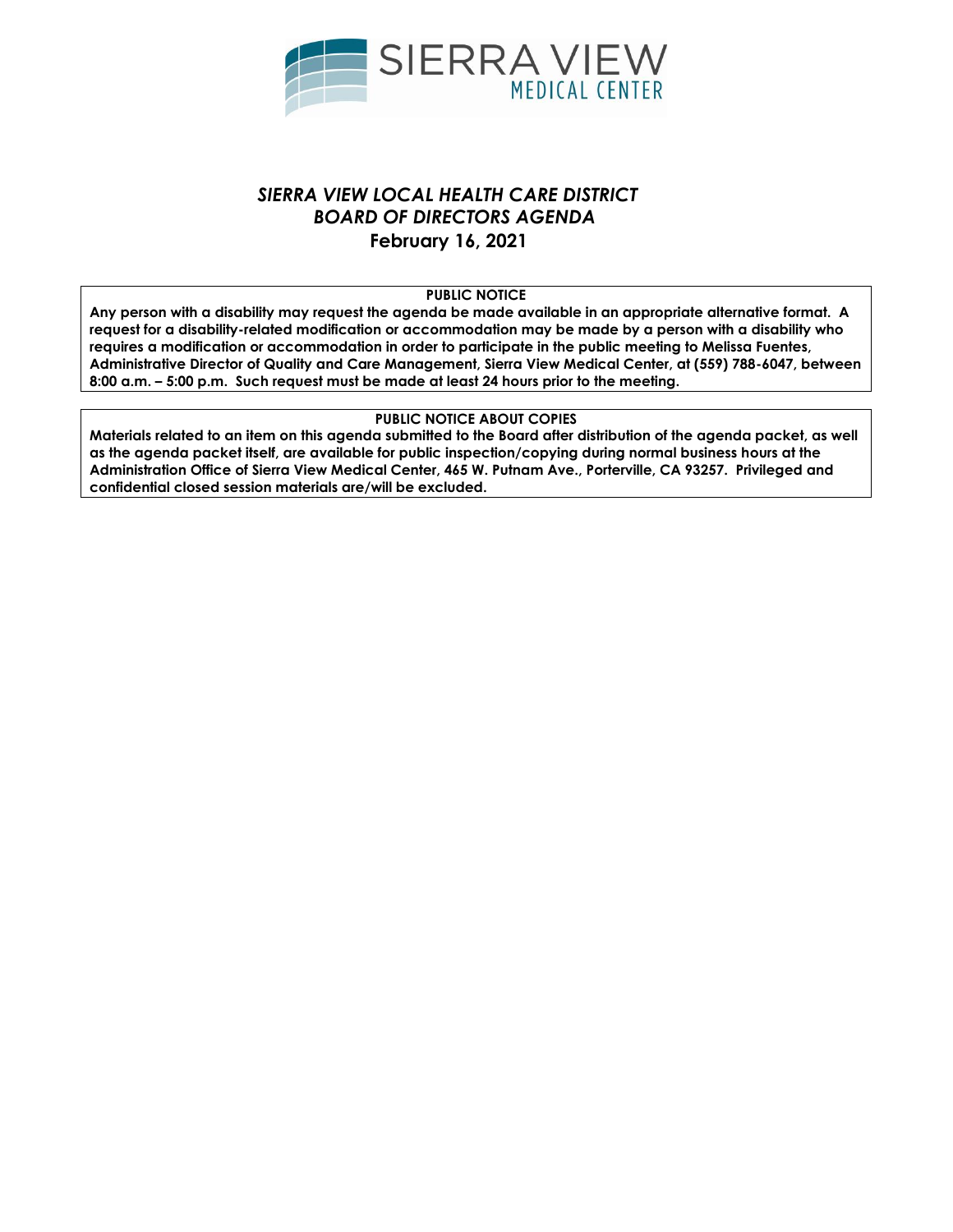SIERRA VIEW MEDICAL CENTER

## *SIERRA VIEW LOCAL HEALTH CARE DISTRICT*
## *BOARD OF DIRECTORS AGENDA*
### February 16, 2021

**PUBLIC NOTICE**

**Any person with a disability may request the agenda be made available in an appropriate alternative format. A request for a disability-related modification or accommodation may be made by a person with a disability who requires a modification or accommodation in order to participate in the public meeting to Melissa Fuentes, Administrative Director of Quality and Care Management, Sierra View Medical Center, at (559) 788-6047, between 8:00 a.m. – 5:00 p.m. Such request must be made at least 24 hours prior to the meeting.**

**PUBLIC NOTICE ABOUT COPIES**

**Materials related to an item on this agenda submitted to the Board after distribution of the agenda packet, as well as the agenda packet itself, are available for public inspection/copying during normal business hours at the Administration Office of Sierra View Medical Center, 465 W. Putnam Ave., Porterville, CA 93257. Privileged and confidential closed session materials are/will be excluded.**